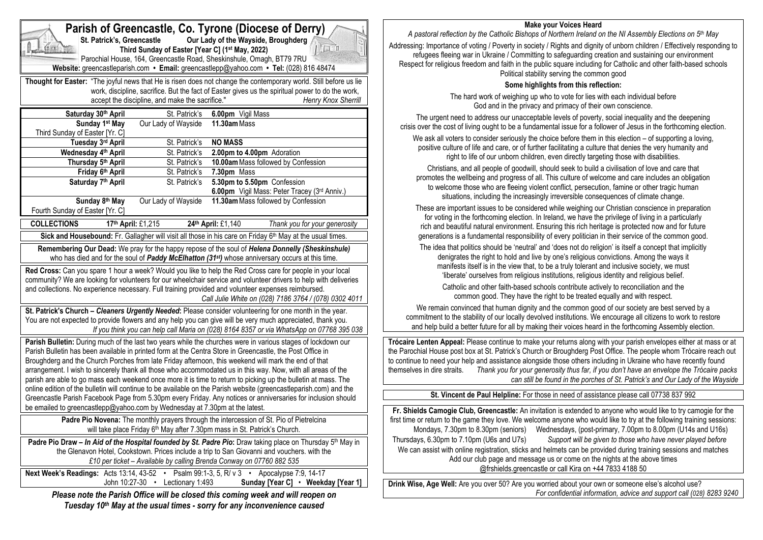# Parish of Greencastle, Co. Tyrone (Diocese of Derry)

**St. Patrick's, Greencastle    Our Lady of the Wayside, Broughderg**

**Third Sunday of Easter [Year C] (1st May, 2022)**

Parochial House, 164, Greencastle Road, Sheskinshule, Omagh, BT79 7RU

**Website:** greencastleparish.com • **Email:** greencastlepp@yahoo.com • **Tel:** (028) 816 48474

**Thought for Easter:** "The joyful news that He is risen does not change the contemporary world. Still before us lie work, discipline, sacrifice. But the fact of Easter gives us the spiritual power to do the work, accept the discipline, and make the sacrifice." *Henry Knox Sherrill*

| | | |
|---|---|---|
| **Saturday 30th April** | St. Patrick's | **6.00pm** Vigil Mass |
| **Sunday 1st May** Third Sunday of Easter [Yr. C] | Our Lady of Wayside | **11.30am** Mass |
| **Tuesday 3rd April** | St. Patrick's | **NO MASS** |
| **Wednesday 4th April** | St. Patrick's | **2.00pm to 4.00pm** Adoration |
| **Thursday 5th April** | St. Patrick's | **10.00am** Mass followed by Confession |
| **Friday 6th April** | St. Patrick's | **7.30pm** Mass |
| **Saturday 7th April** | St. Patrick's | **5.30pm to 5.50pm** Confession<br>**6.00pm** Vigil Mass: Peter Tracey (3rd Anniv.) |
| **Sunday 8th May** Fourth Sunday of Easter [Yr. C] | Our Lady of Wayside | **11.30am** Mass followed by Confession |

**COLLECTIONS**    **17th April:** £1,215    **24th April:** £1,140    *Thank you for your generosity*

**Sick and Housebound:** Fr. Gallagher will visit all those in his care on Friday 6th May at the usual times.

**Remembering Our Dead:** We pray for the happy repose of the soul of ***Helena Donnelly (Sheskinshule)*** who has died and for the soul of ***Paddy McElhatton (31st)*** whose anniversary occurs at this time.

**Red Cross:** Can you spare 1 hour a week? Would you like to help the Red Cross care for people in your local community? We are looking for volunteers for our wheelchair service and volunteer drivers to help with deliveries and collections. No experience necessary. Full training provided and volunteer expenses reimbursed.
*Call Julie White on (028) 7186 3764 / (078) 0302 4011*

**St. Patrick's Church – *Cleaners Urgently Needed*:** Please consider volunteering for one month in the year. You are not expected to provide flowers and any help you can give will be very much appreciated, thank you.
*If you think you can help call Maria on (028) 8164 8357 or via WhatsApp on 07768 395 038*

**Parish Bulletin:** During much of the last two years while the churches were in various stages of lockdown our Parish Bulletin has been available in printed form at the Centra Store in Greencastle, the Post Office in Broughderg and the Church Porches from late Friday afternoon, this weekend will mark the end of that arrangement. I wish to sincerely thank all those who accommodated us in this way. Now, with all areas of the parish are able to go mass each weekend once more it is time to return to picking up the bulletin at mass. The online edition of the bulletin will continue to be available on the Parish website (greencastleparish.com) and the Greencastle Parish Facebook Page from 5.30pm every Friday. Any notices or anniversaries for inclusion should be emailed to greencastlepp@yahoo.com by Wednesday at 7.30pm at the latest.

**Padre Pio Novena:** The monthly prayers through the intercession of St. Pio of Pietrelcina will take place Friday 6th May after 7.30pm mass in St. Patrick's Church.

**Padre Pio Draw – *In Aid of the Hospital founded by St. Padre Pio*:** Draw taking place on Thursday 5th May in the Glenavon Hotel, Cookstown. Prices include a trip to San Giovanni and vouchers. with the
*£10 per ticket – Available by calling Brenda Conway on 07760 882 535*

**Next Week's Readings:** Acts 13:14, 43-52 • Psalm 99:1-3, 5, R/ v 3 • Apocalypse 7:9, 14-17
John 10:27-30 • Lectionary 1:493    **Sunday [Year C]** • **Weekday [Year 1]**

***Please note the Parish Office will be closed this coming week and will reopen on Tuesday 10th May at the usual times - sorry for any inconvenience caused***

## Make your Voices Heard

*A pastoral reflection by the Catholic Bishops of Northern Ireland on the NI Assembly Elections on 5th May*

Addressing: Importance of voting / Poverty in society / Rights and dignity of unborn children / Effectively responding to refugees fleeing war in Ukraine / Committing to safeguarding creation and sustaining our environment
Respect for religious freedom and faith in the public square including for Catholic and other faith-based schools
Political stability serving the common good

### Some highlights from this reflection:

The hard work of weighing up who to vote for lies with each individual before God and in the privacy and primacy of their own conscience.

The urgent need to address our unacceptable levels of poverty, social inequality and the deepening crisis over the cost of living ought to be a fundamental issue for a follower of Jesus in the forthcoming election.

We ask all voters to consider seriously the choice before them in this election – of supporting a loving, positive culture of life and care, or of further facilitating a culture that denies the very humanity and right to life of our unborn children, even directly targeting those with disabilities.

Christians, and all people of goodwill, should seek to build a civilisation of love and care that promotes the wellbeing and progress of all. This culture of welcome and care includes an obligation to welcome those who are fleeing violent conflict, persecution, famine or other tragic human situations, including the increasingly irreversible consequences of climate change.

These are important issues to be considered while weighing our Christian conscience in preparation for voting in the forthcoming election. In Ireland, we have the privilege of living in a particularly rich and beautiful natural environment. Ensuring this rich heritage is protected now and for future generations is a fundamental responsibility of every politician in their service of the common good.

The idea that politics should be 'neutral' and 'does not do religion' is itself a concept that implicitly denigrates the right to hold and live by one's religious convictions. Among the ways it manifests itself is in the view that, to be a truly tolerant and inclusive society, we must 'liberate' ourselves from religious institutions, religious identity and religious belief.

Catholic and other faith-based schools contribute actively to reconciliation and the common good. They have the right to be treated equally and with respect.

We remain convinced that human dignity and the common good of our society are best served by a commitment to the stability of our locally devolved institutions. We encourage all citizens to work to restore and help build a better future for all by making their voices heard in the forthcoming Assembly election.

**Trócaire Lenten Appeal:** Please continue to make your returns along with your parish envelopes either at mass or at the Parochial House post box at St. Patrick's Church or Broughderg Post Office. The people whom Trócaire reach out to continue to need your help and assistance alongside those others including in Ukraine who have recently found themselves in dire straits. *Thank you for your generosity thus far, if you don't have an envelope the Trócaire packs can still be found in the porches of St. Patrick's and Our Lady of the Wayside*

**St. Vincent de Paul Helpline:** For those in need of assistance please call 07738 837 992

**Fr. Shields Camogie Club, Greencastle:** An invitation is extended to anyone who would like to try camogie for the first time or return to the game they love. We welcome anyone who would like to try at the following training sessions:
Mondays, 7.30pm to 8.30pm (seniors)    Wednesdays, (post-primary, 7.00pm to 8.00pm (U14s and U16s)
Thursdays, 6.30pm to 7.10pm (U6s and U7s)    *Support will be given to those who have never played before*
We can assist with online registration, sticks and helmets can be provided during training sessions and matches
Add our club page and message us or come on the nights at the above times
@frshields.greencastle or call Kira on +44 7833 4188 50

**Drink Wise, Age Well:** Are you over 50? Are you worried about your own or someone else's alcohol use?
*For confidential information, advice and support call (028) 8283 9240*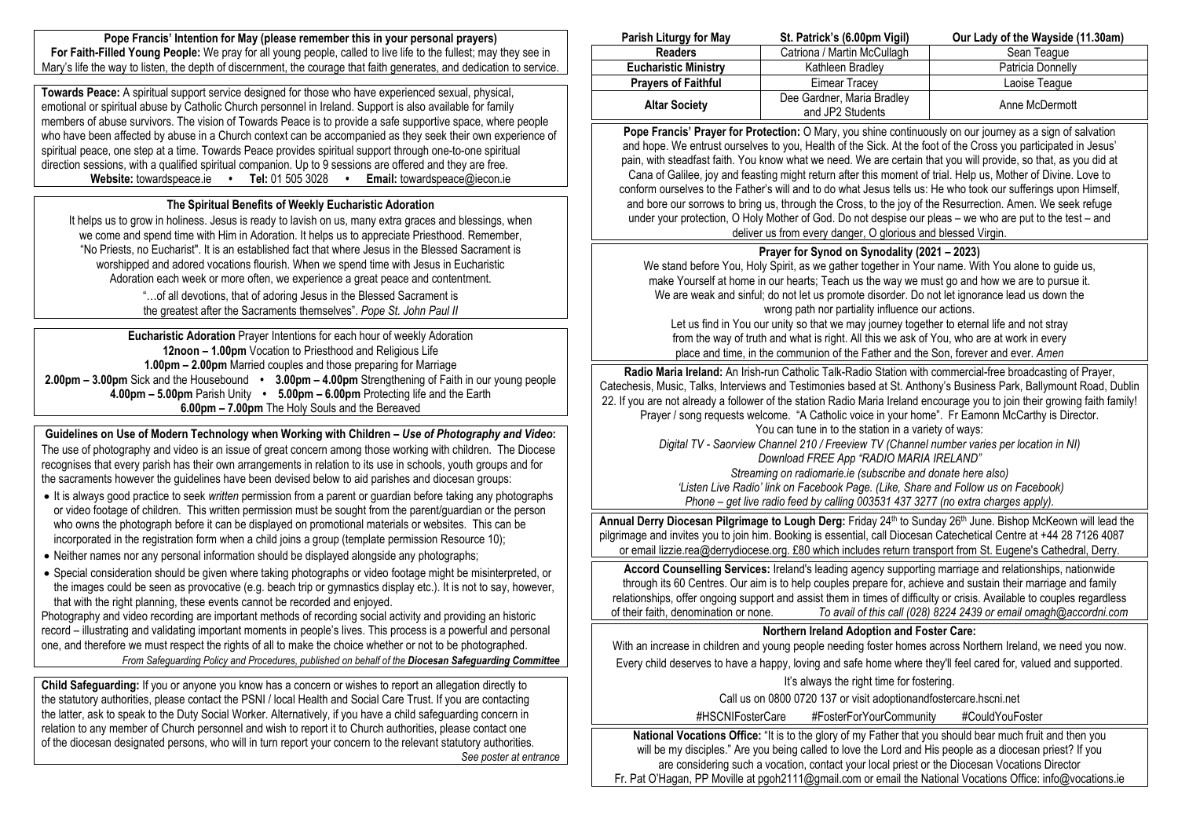**Pope Francis' Intention for May (please remember this in your personal prayers)**
**For Faith-Filled Young People:** We pray for all young people, called to live life to the fullest; may they see in Mary's life the way to listen, the depth of discernment, the courage that faith generates, and dedication to service.

**Towards Peace:** A spiritual support service designed for those who have experienced sexual, physical, emotional or spiritual abuse by Catholic Church personnel in Ireland. Support is also available for family members of abuse survivors. The vision of Towards Peace is to provide a safe supportive space, where people who have been affected by abuse in a Church context can be accompanied as they seek their own experience of spiritual peace, one step at a time. Towards Peace provides spiritual support through one-to-one spiritual direction sessions, with a qualified spiritual companion. Up to 9 sessions are offered and they are free.
**Website:** towardspeace.ie • **Tel:** 01 505 3028 • **Email:** towardspeace@iecon.ie

## The Spiritual Benefits of Weekly Eucharistic Adoration

It helps us to grow in holiness. Jesus is ready to lavish on us, many extra graces and blessings, when we come and spend time with Him in Adoration. It helps us to appreciate Priesthood. Remember, "No Priests, no Eucharist". It is an established fact that where Jesus in the Blessed Sacrament is worshipped and adored vocations flourish. When we spend time with Jesus in Eucharistic Adoration each week or more often, we experience a great peace and contentment.

"…of all devotions, that of adoring Jesus in the Blessed Sacrament is the greatest after the Sacraments themselves". *Pope St. John Paul II*

**Eucharistic Adoration** Prayer Intentions for each hour of weekly Adoration
**12noon – 1.00pm** Vocation to Priesthood and Religious Life
**1.00pm – 2.00pm** Married couples and those preparing for Marriage
**2.00pm – 3.00pm** Sick and the Housebound • **3.00pm – 4.00pm** Strengthening of Faith in our young people
**4.00pm – 5.00pm** Parish Unity • **5.00pm – 6.00pm** Protecting life and the Earth
**6.00pm – 7.00pm** The Holy Souls and the Bereaved

**Guidelines on Use of Modern Technology when Working with Children –** ***Use of Photography and Video*****:**
The use of photography and video is an issue of great concern among those working with children. The Diocese recognises that every parish has their own arrangements in relation to its use in schools, youth groups and for the sacraments however the guidelines have been devised below to aid parishes and diocesan groups:

- It is always good practice to seek *written* permission from a parent or guardian before taking any photographs or video footage of children. This written permission must be sought from the parent/guardian or the person who owns the photograph before it can be displayed on promotional materials or websites. This can be incorporated in the registration form when a child joins a group (template permission Resource 10);
- Neither names nor any personal information should be displayed alongside any photographs;
- Special consideration should be given where taking photographs or video footage might be misinterpreted, or the images could be seen as provocative (e.g. beach trip or gymnastics display etc.). It is not to say, however, that with the right planning, these events cannot be recorded and enjoyed.

Photography and video recording are important methods of recording social activity and providing an historic record – illustrating and validating important moments in people's lives. This process is a powerful and personal one, and therefore we must respect the rights of all to make the choice whether or not to be photographed.
*From Safeguarding Policy and Procedures, published on behalf of the* ***Diocesan Safeguarding Committee***

**Child Safeguarding:** If you or anyone you know has a concern or wishes to report an allegation directly to the statutory authorities, please contact the PSNI / local Health and Social Care Trust. If you are contacting the latter, ask to speak to the Duty Social Worker. Alternatively, if you have a child safeguarding concern in relation to any member of Church personnel and wish to report it to Church authorities, please contact one of the diocesan designated persons, who will in turn report your concern to the relevant statutory authorities.
*See poster at entrance*

| Parish Liturgy for May | St. Patrick's (6.00pm Vigil) | Our Lady of the Wayside (11.30am) |
|---|---|---|
| **Readers** | Catriona / Martin McCullagh | Sean Teague |
| **Eucharistic Ministry** | Kathleen Bradley | Patricia Donnelly |
| **Prayers of Faithful** | Eimear Tracey | Laoise Teague |
| **Altar Society** | Dee Gardner, Maria Bradley and JP2 Students | Anne McDermott |

**Pope Francis' Prayer for Protection:** O Mary, you shine continuously on our journey as a sign of salvation and hope. We entrust ourselves to you, Health of the Sick. At the foot of the Cross you participated in Jesus' pain, with steadfast faith. You know what we need. We are certain that you will provide, so that, as you did at Cana of Galilee, joy and feasting might return after this moment of trial. Help us, Mother of Divine. Love to conform ourselves to the Father's will and to do what Jesus tells us: He who took our sufferings upon Himself, and bore our sorrows to bring us, through the Cross, to the joy of the Resurrection. Amen. We seek refuge under your protection, O Holy Mother of God. Do not despise our pleas – we who are put to the test – and deliver us from every danger, O glorious and blessed Virgin.

## Prayer for Synod on Synodality (2021 – 2023)

We stand before You, Holy Spirit, as we gather together in Your name. With You alone to guide us, make Yourself at home in our hearts; Teach us the way we must go and how we are to pursue it. We are weak and sinful; do not let us promote disorder. Do not let ignorance lead us down the wrong path nor partiality influence our actions.
Let us find in You our unity so that we may journey together to eternal life and not stray from the way of truth and what is right. All this we ask of You, who are at work in every place and time, in the communion of the Father and the Son, forever and ever. *Amen*

**Radio Maria Ireland:** An Irish-run Catholic Talk-Radio Station with commercial-free broadcasting of Prayer, Catechesis, Music, Talks, Interviews and Testimonies based at St. Anthony's Business Park, Ballymount Road, Dublin 22. If you are not already a follower of the station Radio Maria Ireland encourage you to join their growing faith family! Prayer / song requests welcome. "A Catholic voice in your home". Fr Eamonn McCarthy is Director.
You can tune in to the station in a variety of ways:
*Digital TV - Saorview Channel 210 / Freeview TV (Channel number varies per location in NI)*
*Download FREE App "RADIO MARIA IRELAND"*
*Streaming on radiomarie.ie (subscribe and donate here also)*
*'Listen Live Radio' link on Facebook Page. (Like, Share and Follow us on Facebook)*
*Phone – get live radio feed by calling 003531 437 3277 (no extra charges apply).*

**Annual Derry Diocesan Pilgrimage to Lough Derg:** Friday 24th to Sunday 26th June. Bishop McKeown will lead the pilgrimage and invites you to join him. Booking is essential, call Diocesan Catechetical Centre at +44 28 7126 4087 or email lizzie.rea@derrydiocese.org. £80 which includes return transport from St. Eugene's Cathedral, Derry.

**Accord Counselling Services:** Ireland's leading agency supporting marriage and relationships, nationwide through its 60 Centres. Our aim is to help couples prepare for, achieve and sustain their marriage and family relationships, offer ongoing support and assist them in times of difficulty or crisis. Available to couples regardless of their faith, denomination or none. *To avail of this call (028) 8224 2439 or email omagh@accordni.com*

## Northern Ireland Adoption and Foster Care:

With an increase in children and young people needing foster homes across Northern Ireland, we need you now.
Every child deserves to have a happy, loving and safe home where they'll feel cared for, valued and supported.
It's always the right time for fostering.
Call us on 0800 0720 137 or visit adoptionandfostercare.hscni.net
#HSCNIFosterCare #FosterForYourCommunity #CouldYouFoster

**National Vocations Office:** "It is to the glory of my Father that you should bear much fruit and then you will be my disciples." Are you being called to love the Lord and His people as a diocesan priest? If you are considering such a vocation, contact your local priest or the Diocesan Vocations Director Fr. Pat O'Hagan, PP Moville at pgoh2111@gmail.com or email the National Vocations Office: info@vocations.ie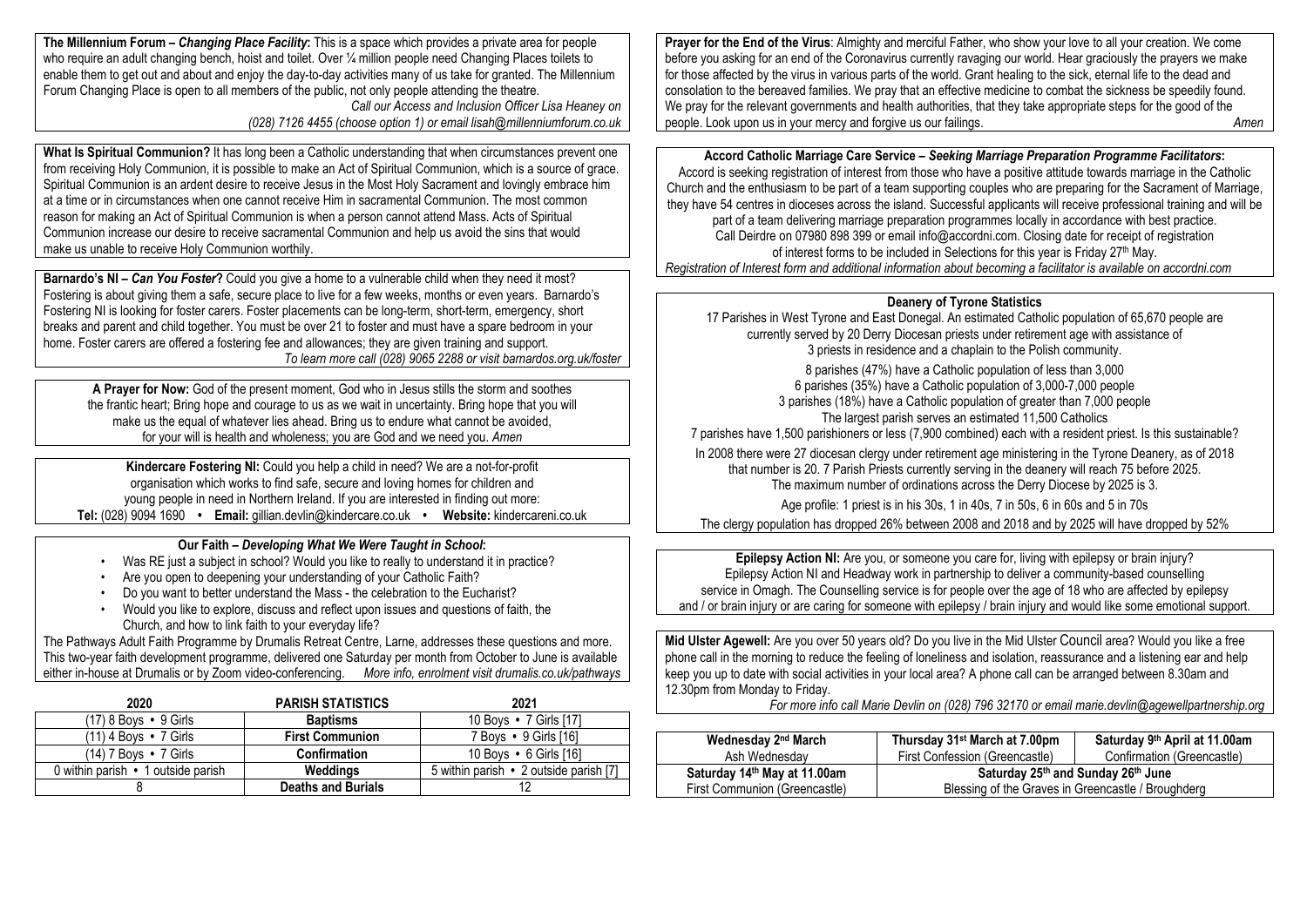**The Millennium Forum – *Changing Place Facility*:** This is a space which provides a private area for people who require an adult changing bench, hoist and toilet. Over ¼ million people need Changing Places toilets to enable them to get out and about and enjoy the day-to-day activities many of us take for granted. The Millennium Forum Changing Place is open to all members of the public, not only people attending the theatre.

*Call our Access and Inclusion Officer Lisa Heaney on (028) 7126 4455 (choose option 1) or email lisah@millenniumforum.co.uk*

**What Is Spiritual Communion?** It has long been a Catholic understanding that when circumstances prevent one from receiving Holy Communion, it is possible to make an Act of Spiritual Communion, which is a source of grace. Spiritual Communion is an ardent desire to receive Jesus in the Most Holy Sacrament and lovingly embrace him at a time or in circumstances when one cannot receive Him in sacramental Communion. The most common reason for making an Act of Spiritual Communion is when a person cannot attend Mass. Acts of Spiritual Communion increase our desire to receive sacramental Communion and help us avoid the sins that would make us unable to receive Holy Communion worthily.

**Barnardo's NI – *Can You Foster*?** Could you give a home to a vulnerable child when they need it most? Fostering is about giving them a safe, secure place to live for a few weeks, months or even years. Barnardo's Fostering NI is looking for foster carers. Foster placements can be long-term, short-term, emergency, short breaks and parent and child together. You must be over 21 to foster and must have a spare bedroom in your home. Foster carers are offered a fostering fee and allowances; they are given training and support.

*To learn more call (028) 9065 2288 or visit barnardos.org.uk/foster*

**A Prayer for Now:** God of the present moment, God who in Jesus stills the storm and soothes the frantic heart; Bring hope and courage to us as we wait in uncertainty. Bring hope that you will make us the equal of whatever lies ahead. Bring us to endure what cannot be avoided, for your will is health and wholeness; you are God and we need you. *Amen*

**Kindercare Fostering NI:** Could you help a child in need? We are a not-for-profit organisation which works to find safe, secure and loving homes for children and young people in need in Northern Ireland. If you are interested in finding out more:
**Tel:** (028) 9094 1690 • **Email:** gillian.devlin@kindercare.co.uk • **Website:** kindercareni.co.uk

**Our Faith – *Developing What We Were Taught in School*:**

- Was RE just a subject in school? Would you like to really to understand it in practice?
- Are you open to deepening your understanding of your Catholic Faith?
- Do you want to better understand the Mass - the celebration to the Eucharist?
- Would you like to explore, discuss and reflect upon issues and questions of faith, the Church, and how to link faith to your everyday life?

The Pathways Adult Faith Programme by Drumalis Retreat Centre, Larne, addresses these questions and more. This two-year faith development programme, delivered one Saturday per month from October to June is available either in-house at Drumalis or by Zoom video-conferencing. *More info, enrolment visit drumalis.co.uk/pathways*

| 2020 | PARISH STATISTICS | 2021 |
|---|---|---|
| (17) 8 Boys • 9 Girls | **Baptisms** | 10 Boys • 7 Girls [17] |
| (11) 4 Boys • 7 Girls | **First Communion** | 7 Boys • 9 Girls [16] |
| (14) 7 Boys • 7 Girls | **Confirmation** | 10 Boys • 6 Girls [16] |
| 0 within parish • 1 outside parish | **Weddings** | 5 within parish • 2 outside parish [7] |
| 8 | **Deaths and Burials** | 12 |

**Prayer for the End of the Virus**: Almighty and merciful Father, who show your love to all your creation. We come before you asking for an end of the Coronavirus currently ravaging our world. Hear graciously the prayers we make for those affected by the virus in various parts of the world. Grant healing to the sick, eternal life to the dead and consolation to the bereaved families. We pray that an effective medicine to combat the sickness be speedily found. We pray for the relevant governments and health authorities, that they take appropriate steps for the good of the people. Look upon us in your mercy and forgive us our failings. *Amen*

**Accord Catholic Marriage Care Service – *Seeking Marriage Preparation Programme Facilitators*:**
Accord is seeking registration of interest from those who have a positive attitude towards marriage in the Catholic Church and the enthusiasm to be part of a team supporting couples who are preparing for the Sacrament of Marriage, they have 54 centres in dioceses across the island. Successful applicants will receive professional training and will be part of a team delivering marriage preparation programmes locally in accordance with best practice. Call Deirdre on 07980 898 399 or email info@accordni.com. Closing date for receipt of registration of interest forms to be included in Selections for this year is Friday 27th May.
*Registration of Interest form and additional information about becoming a facilitator is available on accordni.com*

**Deanery of Tyrone Statistics**

17 Parishes in West Tyrone and East Donegal. An estimated Catholic population of 65,670 people are currently served by 20 Derry Diocesan priests under retirement age with assistance of 3 priests in residence and a chaplain to the Polish community.

8 parishes (47%) have a Catholic population of less than 3,000
6 parishes (35%) have a Catholic population of 3,000-7,000 people
3 parishes (18%) have a Catholic population of greater than 7,000 people
The largest parish serves an estimated 11,500 Catholics
7 parishes have 1,500 parishioners or less (7,900 combined) each with a resident priest. Is this sustainable?

In 2008 there were 27 diocesan clergy under retirement age ministering in the Tyrone Deanery, as of 2018 that number is 20. 7 Parish Priests currently serving in the deanery will reach 75 before 2025. The maximum number of ordinations across the Derry Diocese by 2025 is 3.

Age profile: 1 priest is in his 30s, 1 in 40s, 7 in 50s, 6 in 60s and 5 in 70s

The clergy population has dropped 26% between 2008 and 2018 and by 2025 will have dropped by 52%

**Epilepsy Action NI:** Are you, or someone you care for, living with epilepsy or brain injury? Epilepsy Action NI and Headway work in partnership to deliver a community-based counselling service in Omagh. The Counselling service is for people over the age of 18 who are affected by epilepsy and / or brain injury or are caring for someone with epilepsy / brain injury and would like some emotional support.

**Mid Ulster Agewell:** Are you over 50 years old? Do you live in the Mid Ulster Council area? Would you like a free phone call in the morning to reduce the feeling of loneliness and isolation, reassurance and a listening ear and help keep you up to date with social activities in your local area? A phone call can be arranged between 8.30am and 12.30pm from Monday to Friday.

*For more info call Marie Devlin on (028) 796 32170 or email marie.devlin@agewellpartnership.org*

| | | |
|---|---|---|
| **Wednesday 2nd March**<br>Ash Wednesday | **Thursday 31st March at 7.00pm**<br>First Confession (Greencastle) | **Saturday 9th April at 11.00am**<br>Confirmation (Greencastle) |
| **Saturday 14th May at 11.00am**<br>First Communion (Greencastle) | **Saturday 25th and Sunday 26th June**<br>Blessing of the Graves in Greencastle / Broughderg | |